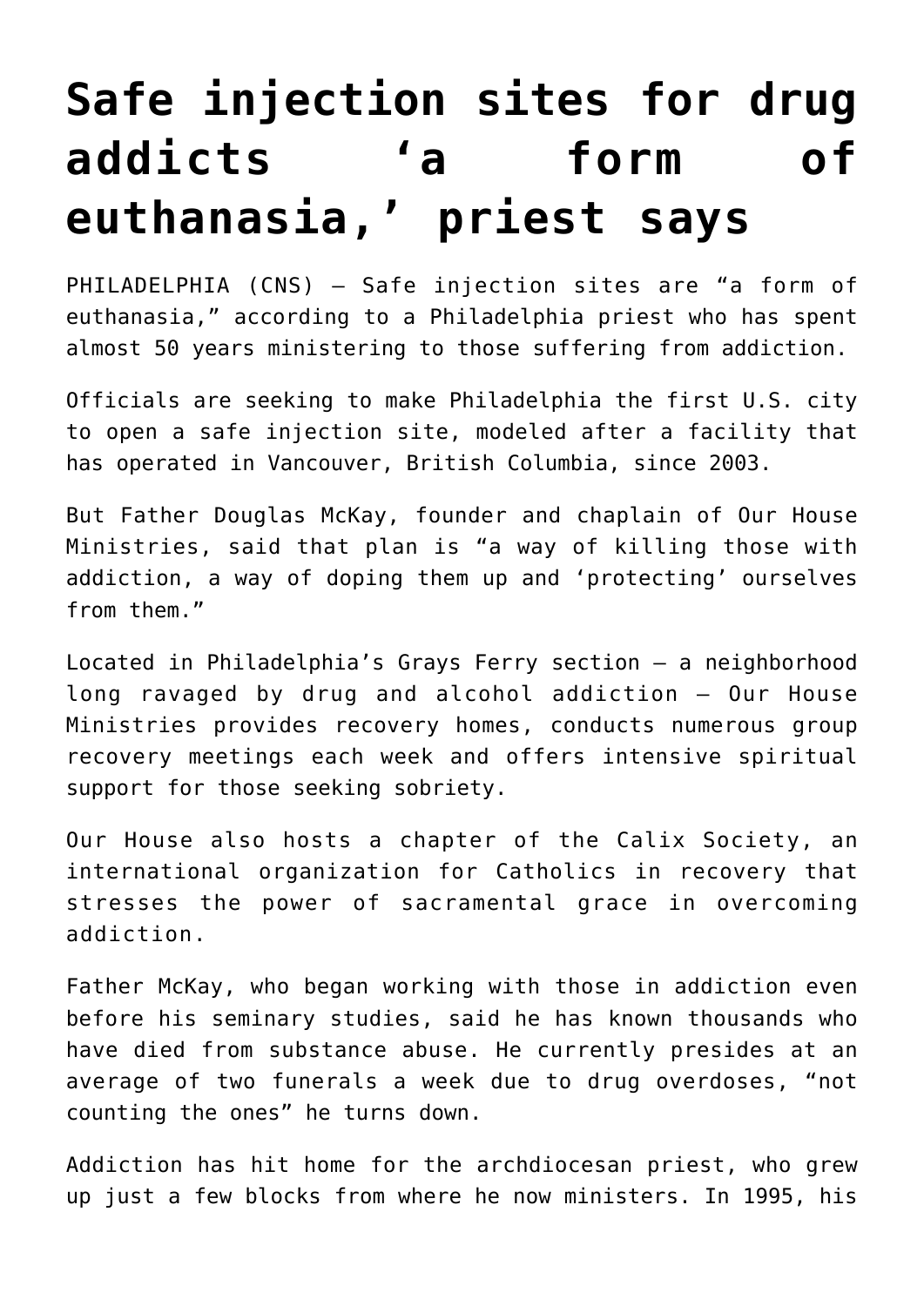# Safe injection sites for drug addicts 'a form of euthanasia,' priest says

PHILADELPHIA (CNS) — Safe injection sites are "a form of euthanasia," according to a Philadelphia priest who has spent almost 50 years ministering to those suffering from addiction.

Officials are seeking to make Philadelphia the first U.S. city to open a safe injection site, modeled after a facility that has operated in Vancouver, British Columbia, since 2003.

But Father Douglas McKay, founder and chaplain of Our House Ministries, said that plan is "a way of killing those with addiction, a way of doping them up and 'protecting' ourselves from them."

Located in Philadelphia's Grays Ferry section — a neighborhood long ravaged by drug and alcohol addiction — Our House Ministries provides recovery homes, conducts numerous group recovery meetings each week and offers intensive spiritual support for those seeking sobriety.

Our House also hosts a chapter of the Calix Society, an international organization for Catholics in recovery that stresses the power of sacramental grace in overcoming addiction.

Father McKay, who began working with those in addiction even before his seminary studies, said he has known thousands who have died from substance abuse. He currently presides at an average of two funerals a week due to drug overdoses, "not counting the ones" he turns down.

Addiction has hit home for the archdiocesan priest, who grew up just a few blocks from where he now ministers. In 1995, his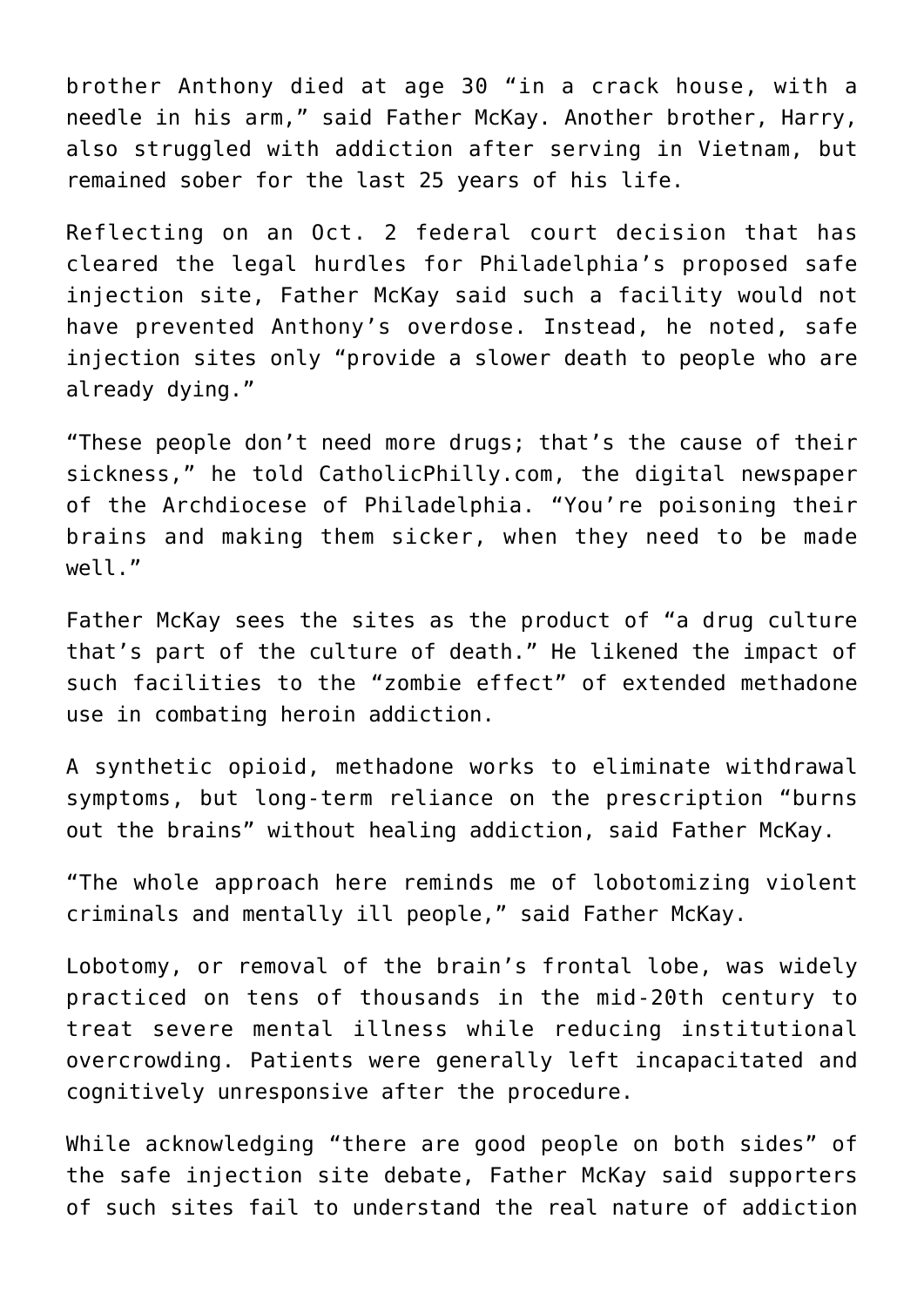brother Anthony died at age 30 "in a crack house, with a needle in his arm," said Father McKay. Another brother, Harry, also struggled with addiction after serving in Vietnam, but remained sober for the last 25 years of his life.

Reflecting on an Oct. 2 federal court decision that has cleared the legal hurdles for Philadelphia's proposed safe injection site, Father McKay said such a facility would not have prevented Anthony's overdose. Instead, he noted, safe injection sites only "provide a slower death to people who are already dying."

"These people don't need more drugs; that's the cause of their sickness," he told CatholicPhilly.com, the digital newspaper of the Archdiocese of Philadelphia. "You're poisoning their brains and making them sicker, when they need to be made well."

Father McKay sees the sites as the product of "a drug culture that's part of the culture of death." He likened the impact of such facilities to the "zombie effect" of extended methadone use in combating heroin addiction.

A synthetic opioid, methadone works to eliminate withdrawal symptoms, but long-term reliance on the prescription "burns out the brains" without healing addiction, said Father McKay.

"The whole approach here reminds me of lobotomizing violent criminals and mentally ill people," said Father McKay.

Lobotomy, or removal of the brain's frontal lobe, was widely practiced on tens of thousands in the mid-20th century to treat severe mental illness while reducing institutional overcrowding. Patients were generally left incapacitated and cognitively unresponsive after the procedure.

While acknowledging "there are good people on both sides" of the safe injection site debate, Father McKay said supporters of such sites fail to understand the real nature of addiction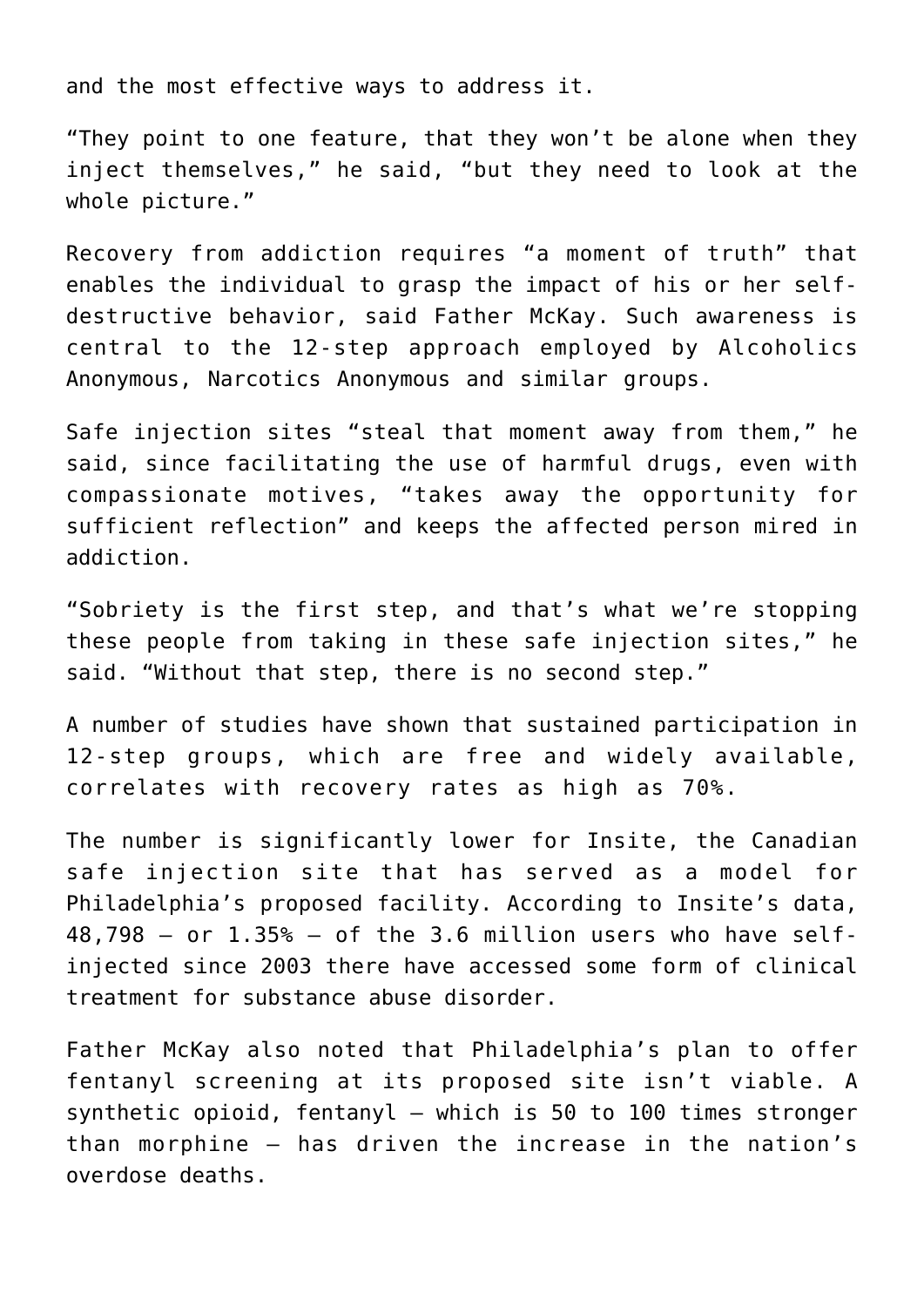and the most effective ways to address it.

"They point to one feature, that they won't be alone when they inject themselves," he said, "but they need to look at the whole picture."

Recovery from addiction requires "a moment of truth" that enables the individual to grasp the impact of his or her self-destructive behavior, said Father McKay. Such awareness is central to the 12-step approach employed by Alcoholics Anonymous, Narcotics Anonymous and similar groups.

Safe injection sites "steal that moment away from them," he said, since facilitating the use of harmful drugs, even with compassionate motives, "takes away the opportunity for sufficient reflection" and keeps the affected person mired in addiction.

"Sobriety is the first step, and that's what we're stopping these people from taking in these safe injection sites," he said. "Without that step, there is no second step."

A number of studies have shown that sustained participation in 12-step groups, which are free and widely available, correlates with recovery rates as high as 70%.

The number is significantly lower for Insite, the Canadian safe injection site that has served as a model for Philadelphia's proposed facility. According to Insite's data, 48,798 – or 1.35% – of the 3.6 million users who have self-injected since 2003 there have accessed some form of clinical treatment for substance abuse disorder.

Father McKay also noted that Philadelphia's plan to offer fentanyl screening at its proposed site isn't viable. A synthetic opioid, fentanyl – which is 50 to 100 times stronger than morphine – has driven the increase in the nation's overdose deaths.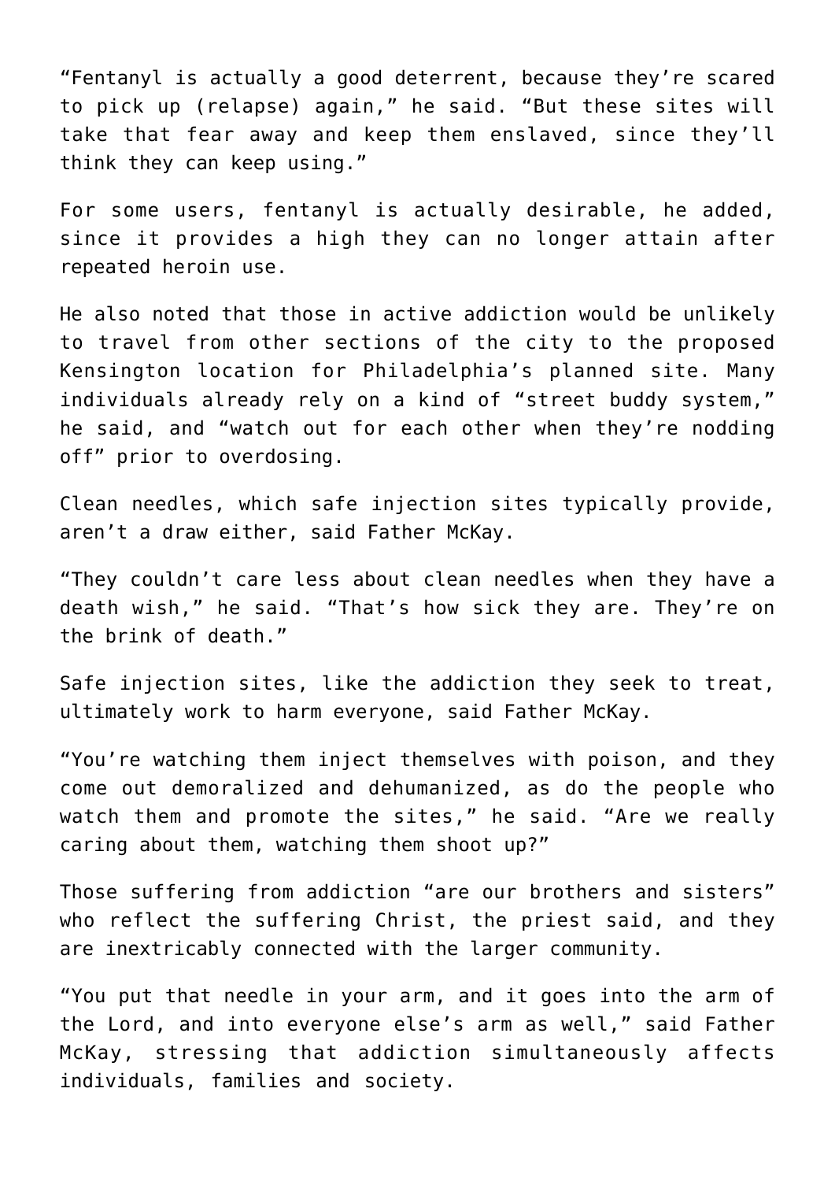"Fentanyl is actually a good deterrent, because they're scared to pick up (relapse) again," he said. "But these sites will take that fear away and keep them enslaved, since they'll think they can keep using."

For some users, fentanyl is actually desirable, he added, since it provides a high they can no longer attain after repeated heroin use.

He also noted that those in active addiction would be unlikely to travel from other sections of the city to the proposed Kensington location for Philadelphia's planned site. Many individuals already rely on a kind of "street buddy system," he said, and "watch out for each other when they're nodding off" prior to overdosing.

Clean needles, which safe injection sites typically provide, aren't a draw either, said Father McKay.

"They couldn't care less about clean needles when they have a death wish," he said. "That's how sick they are. They're on the brink of death."

Safe injection sites, like the addiction they seek to treat, ultimately work to harm everyone, said Father McKay.

"You're watching them inject themselves with poison, and they come out demoralized and dehumanized, as do the people who watch them and promote the sites," he said. "Are we really caring about them, watching them shoot up?"

Those suffering from addiction "are our brothers and sisters" who reflect the suffering Christ, the priest said, and they are inextricably connected with the larger community.

"You put that needle in your arm, and it goes into the arm of the Lord, and into everyone else's arm as well," said Father McKay, stressing that addiction simultaneously affects individuals, families and society.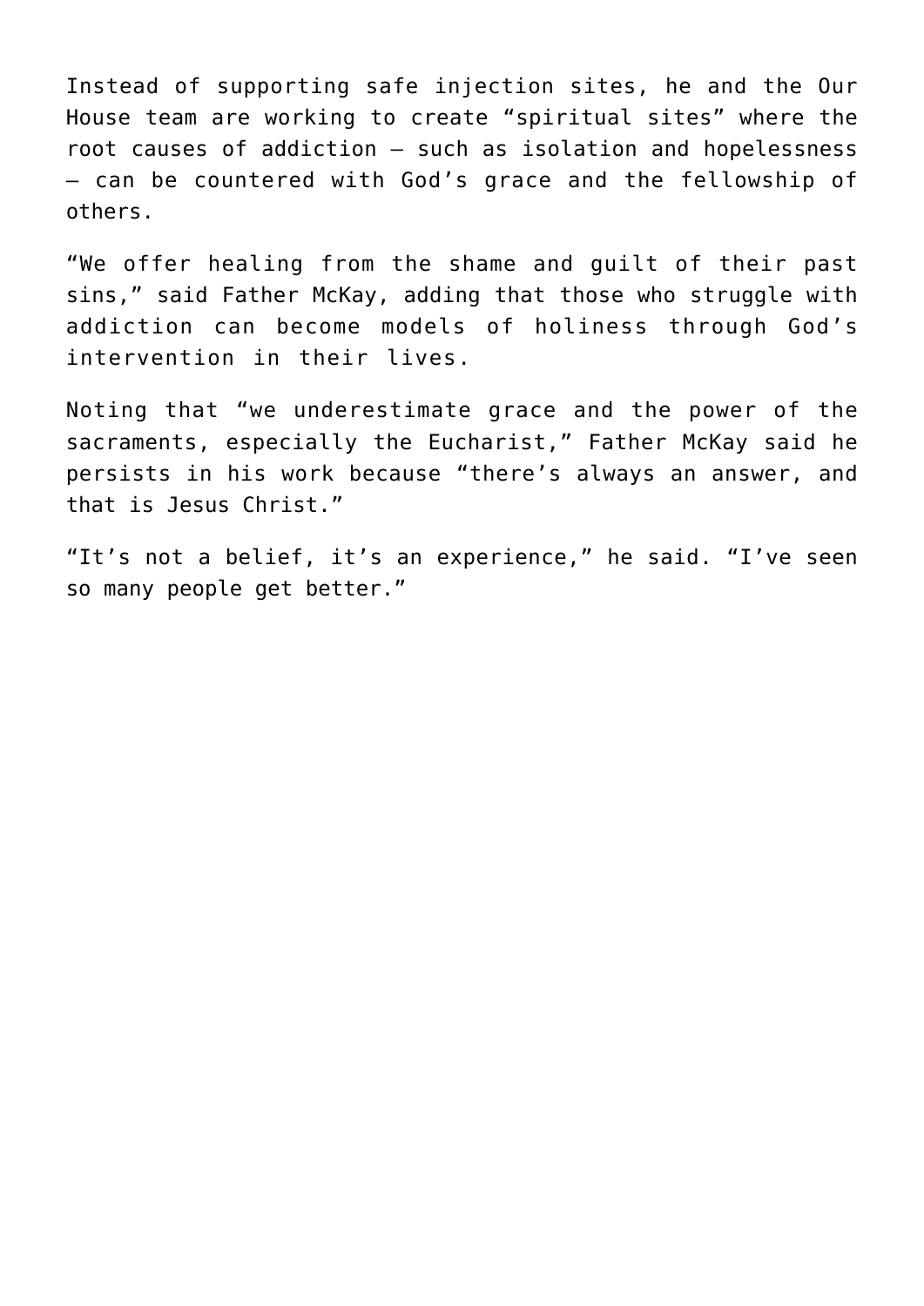Instead of supporting safe injection sites, he and the Our House team are working to create “spiritual sites” where the root causes of addiction – such as isolation and hopelessness – can be countered with God’s grace and the fellowship of others.

“We offer healing from the shame and guilt of their past sins,” said Father McKay, adding that those who struggle with addiction can become models of holiness through God’s intervention in their lives.

Noting that “we underestimate grace and the power of the sacraments, especially the Eucharist,” Father McKay said he persists in his work because “there’s always an answer, and that is Jesus Christ.”

“It’s not a belief, it’s an experience,” he said. “I’ve seen so many people get better.”